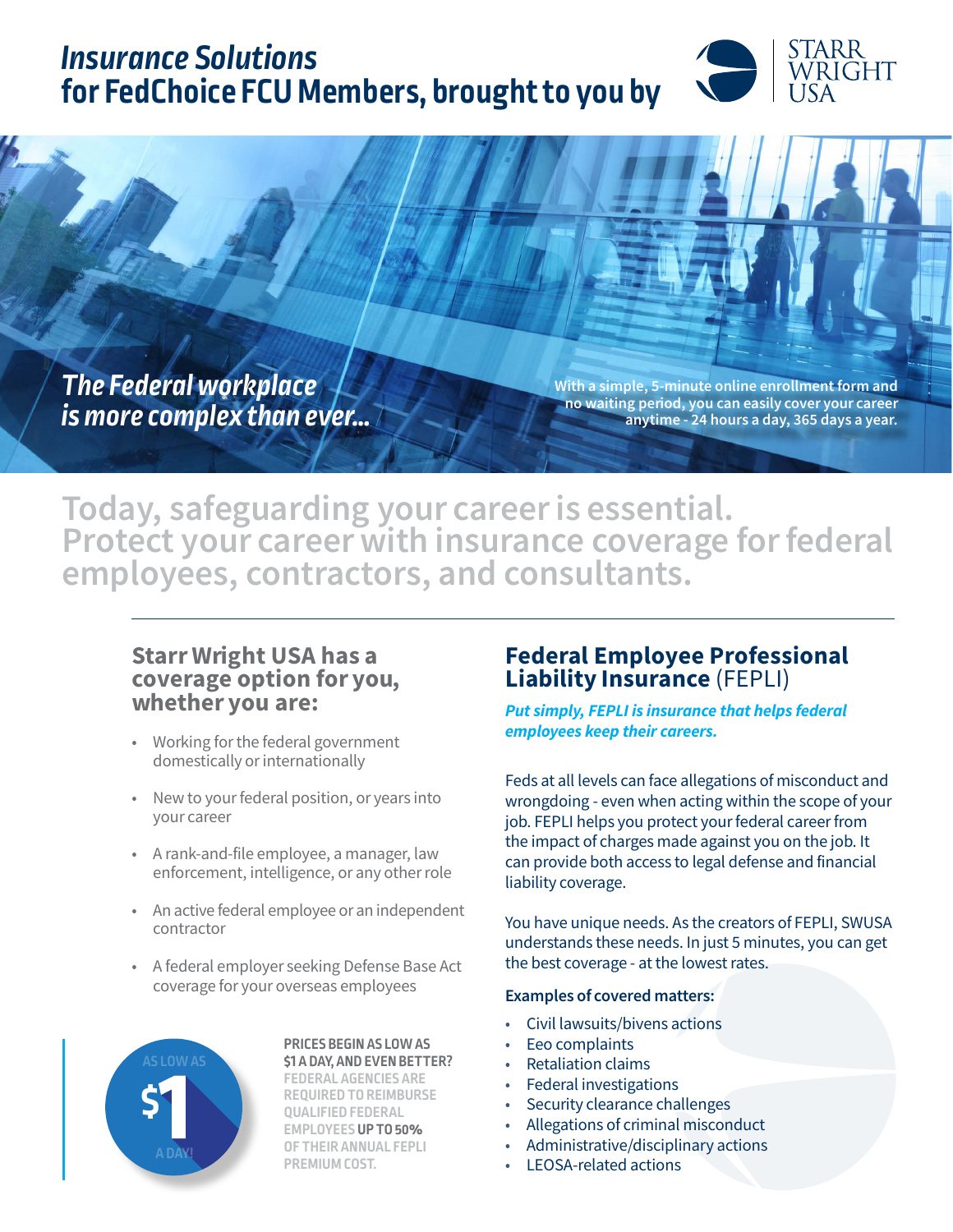# *Insurance Solutions* for FedChoice FCU Members, brought to you by

STARR WRIGHT USA

*The Federal workplace is more complex than ever...*

With a simple, 5-minute online enrollment form and no waiting period, you can easily cover your career anytime - 24 hours a day, 365 days a year.

## Today, safeguarding your career is essential. Protect your career with insurance coverage for federal employees, contractors, and consultants.

### Starr Wright USA has a coverage option for you, whether you are:

- Working for the federal government domestically or internationally
- New to your federal position, or years into your career
- A rank-and-file employee, a manager, law enforcement, intelligence, or any other role
- An active federal employee or an independent contractor
- A federal employer seeking Defense Base Act coverage for your overseas employees

AS LOW AS $1 A DAY!

**PRICES BEGIN AS LOW AS $1 A DAY, AND EVEN BETTER?** FEDERAL AGENCIES ARE REQUIRED TO REIMBURSE QUALIFIED FEDERAL EMPLOYEES **UP TO 50%** OF THEIR ANNUAL FEPLI PREMIUM COST.

### Federal Employee Professional Liability Insurance (FEPLI)

***Put simply, FEPLI is insurance that helps federal employees keep their careers.***

Feds at all levels can face allegations of misconduct and wrongdoing - even when acting within the scope of your job. FEPLI helps you protect your federal career from the impact of charges made against you on the job. It can provide both access to legal defense and financial liability coverage.

You have unique needs. As the creators of FEPLI, SWUSA understands these needs. In just 5 minutes, you can get the best coverage - at the lowest rates.

**Examples of covered matters:**

- Civil lawsuits/bivens actions
- Eeo complaints
- Retaliation claims
- Federal investigations
- Security clearance challenges
- Allegations of criminal misconduct
- Administrative/disciplinary actions
- LEOSA-related actions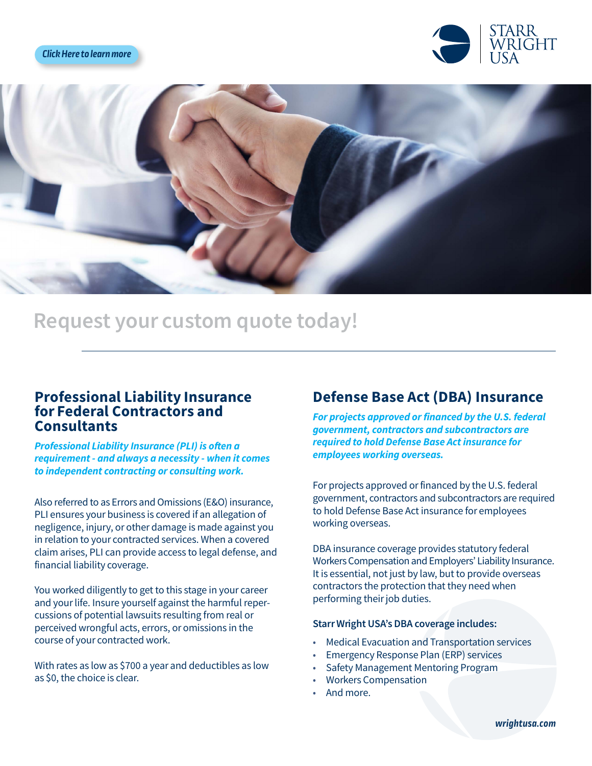Click Here to learn more

STARR WRIGHT USA

# Request your custom quote today!

## Professional Liability Insurance for Federal Contractors and Consultants

***Professional Liability Insurance (PLI) is often a requirement - and always a necessity - when it comes to independent contracting or consulting work.***

Also referred to as Errors and Omissions (E&O) insurance, PLI ensures your business is covered if an allegation of negligence, injury, or other damage is made against you in relation to your contracted services. When a covered claim arises, PLI can provide access to legal defense, and financial liability coverage.

You worked diligently to get to this stage in your career and your life. Insure yourself against the harmful repercussions of potential lawsuits resulting from real or perceived wrongful acts, errors, or omissions in the course of your contracted work.

With rates as low as $700 a year and deductibles as low as $0, the choice is clear.

## Defense Base Act (DBA) Insurance

***For projects approved or financed by the U.S. federal government, contractors and subcontractors are required to hold Defense Base Act insurance for employees working overseas.***

For projects approved or financed by the U.S. federal government, contractors and subcontractors are required to hold Defense Base Act insurance for employees working overseas.

DBA insurance coverage provides statutory federal Workers Compensation and Employers' Liability Insurance. It is essential, not just by law, but to provide overseas contractors the protection that they need when performing their job duties.

**Starr Wright USA's DBA coverage includes:**

- Medical Evacuation and Transportation services
- Emergency Response Plan (ERP) services
- Safety Management Mentoring Program
- Workers Compensation
- And more.

***wrightusa.com***